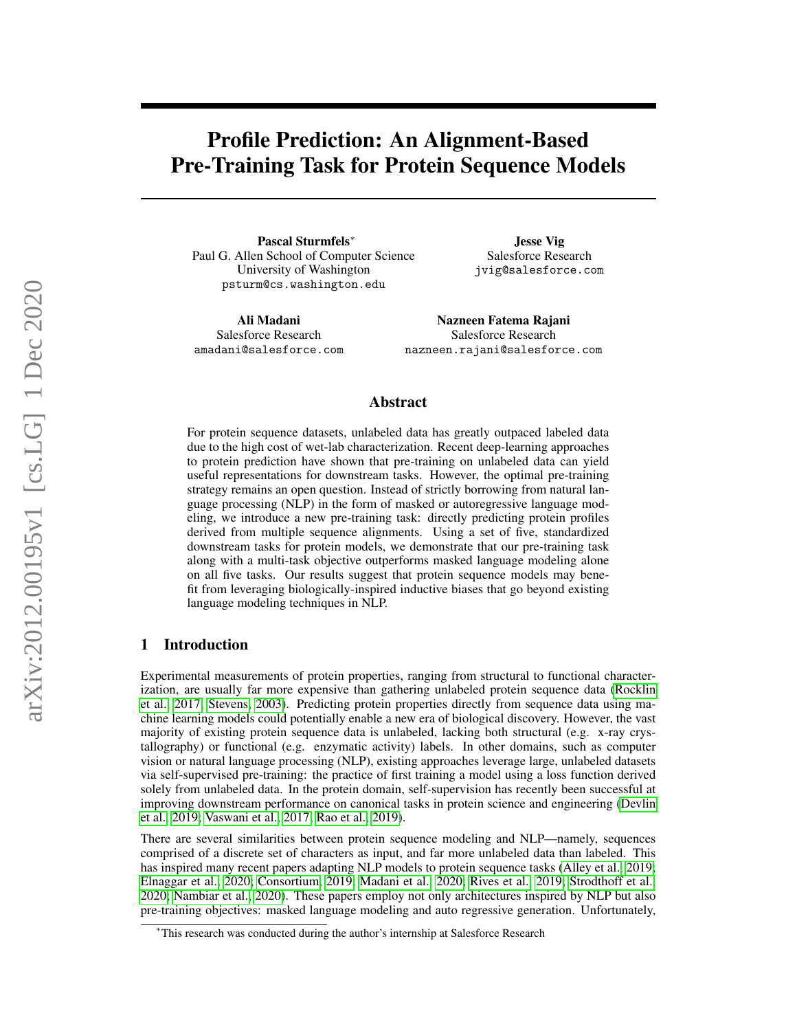# Profile Prediction: An Alignment-Based Pre-Training Task for Protein Sequence Models

**Pascal Sturmfels***
Paul G. Allen School of Computer Science
University of Washington
psturm@cs.washington.edu

**Jesse Vig**
Salesforce Research
jvig@salesforce.com

**Ali Madani**
Salesforce Research
amadani@salesforce.com

**Nazneen Fatema Rajani**
Salesforce Research
nazneen.rajani@salesforce.com

## Abstract

For protein sequence datasets, unlabeled data has greatly outpaced labeled data due to the high cost of wet-lab characterization. Recent deep-learning approaches to protein prediction have shown that pre-training on unlabeled data can yield useful representations for downstream tasks. However, the optimal pre-training strategy remains an open question. Instead of strictly borrowing from natural language processing (NLP) in the form of masked or autoregressive language modeling, we introduce a new pre-training task: directly predicting protein profiles derived from multiple sequence alignments. Using a set of five, standardized downstream tasks for protein models, we demonstrate that our pre-training task along with a multi-task objective outperforms masked language modeling alone on all five tasks. Our results suggest that protein sequence models may benefit from leveraging biologically-inspired inductive biases that go beyond existing language modeling techniques in NLP.

## 1 Introduction

Experimental measurements of protein properties, ranging from structural to functional characterization, are usually far more expensive than gathering unlabeled protein sequence data (Rocklin et al., 2017; Stevens, 2003). Predicting protein properties directly from sequence data using machine learning models could potentially enable a new era of biological discovery. However, the vast majority of existing protein sequence data is unlabeled, lacking both structural (e.g. x-ray crystallography) or functional (e.g. enzymatic activity) labels. In other domains, such as computer vision or natural language processing (NLP), existing approaches leverage large, unlabeled datasets via self-supervised pre-training: the practice of first training a model using a loss function derived solely from unlabeled data. In the protein domain, self-supervision has recently been successful at improving downstream performance on canonical tasks in protein science and engineering (Devlin et al., 2019; Vaswani et al., 2017; Rao et al., 2019).

There are several similarities between protein sequence modeling and NLP—namely, sequences comprised of a discrete set of characters as input, and far more unlabeled data than labeled. This has inspired many recent papers adapting NLP models to protein sequence tasks (Alley et al., 2019; Elnaggar et al., 2020; Consortium, 2019; Madani et al., 2020; Rives et al., 2019; Strodthoff et al., 2020; Nambiar et al., 2020). These papers employ not only architectures inspired by NLP but also pre-training objectives: masked language modeling and auto regressive generation. Unfortunately,

*This research was conducted during the author's internship at Salesforce Research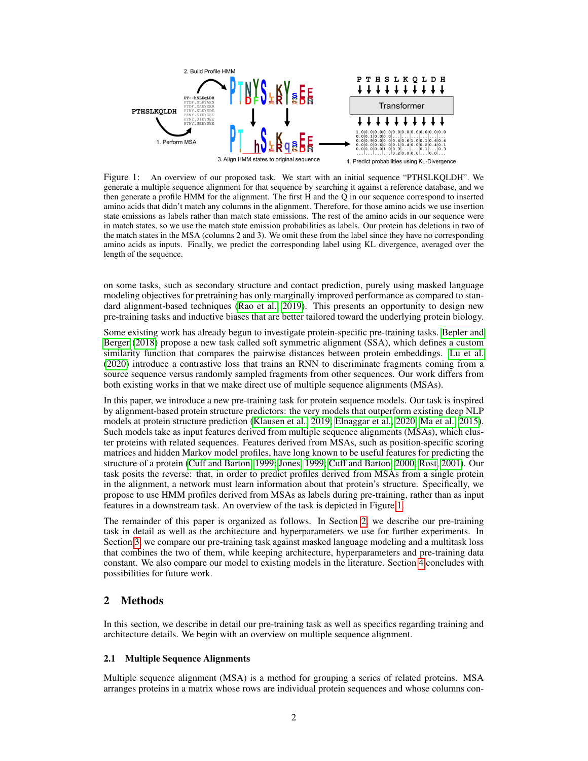Figure 1: An overview of our proposed task. We start with an initial sequence "PTHSLKQLDH". We generate a multiple sequence alignment for that sequence by searching it against a reference database, and we then generate a profile HMM for the alignment. The first H and the Q in our sequence correspond to inserted amino acids that didn't match any columns in the alignment. Therefore, for those amino acids we use insertion state emissions as labels rather than match state emissions. The rest of the amino acids in our sequence were in match states, so we use the match state emission probabilities as labels. Our protein has deletions in two of the match states in the MSA (columns 2 and 3). We omit these from the label since they have no corresponding amino acids as inputs. Finally, we predict the corresponding label using KL divergence, averaged over the length of the sequence.

on some tasks, such as secondary structure and contact prediction, purely using masked language modeling objectives for pretraining has only marginally improved performance as compared to standard alignment-based techniques (Rao et al., 2019). This presents an opportunity to design new pre-training tasks and inductive biases that are better tailored toward the underlying protein biology.

Some existing work has already begun to investigate protein-specific pre-training tasks. Bepler and Berger (2018) propose a new task called soft symmetric alignment (SSA), which defines a custom similarity function that compares the pairwise distances between protein embeddings. Lu et al. (2020) introduce a contrastive loss that trains an RNN to discriminate fragments coming from a source sequence versus randomly sampled fragments from other sequences. Our work differs from both existing works in that we make direct use of multiple sequence alignments (MSAs).

In this paper, we introduce a new pre-training task for protein sequence models. Our task is inspired by alignment-based protein structure predictors: the very models that outperform existing deep NLP models at protein structure prediction (Klausen et al., 2019; Elnaggar et al., 2020; Ma et al., 2015). Such models take as input features derived from multiple sequence alignments (MSAs), which cluster proteins with related sequences. Features derived from MSAs, such as position-specific scoring matrices and hidden Markov model profiles, have long known to be useful features for predicting the structure of a protein (Cuff and Barton, 1999; Jones, 1999; Cuff and Barton, 2000; Rost, 2001). Our task posits the reverse: that, in order to predict profiles derived from MSAs from a single protein in the alignment, a network must learn information about that protein's structure. Specifically, we propose to use HMM profiles derived from MSAs as labels during pre-training, rather than as input features in a downstream task. An overview of the task is depicted in Figure 1.

The remainder of this paper is organized as follows. In Section 2, we describe our pre-training task in detail as well as the architecture and hyperparameters we use for further experiments. In Section 3, we compare our pre-training task against masked language modeling and a multitask loss that combines the two of them, while keeping architecture, hyperparameters and pre-training data constant. We also compare our model to existing models in the literature. Section 4 concludes with possibilities for future work.

## 2 Methods

In this section, we describe in detail our pre-training task as well as specifics regarding training and architecture details. We begin with an overview on multiple sequence alignment.

### 2.1 Multiple Sequence Alignments

Multiple sequence alignment (MSA) is a method for grouping a series of related proteins. MSA arranges proteins in a matrix whose rows are individual protein sequences and whose columns con-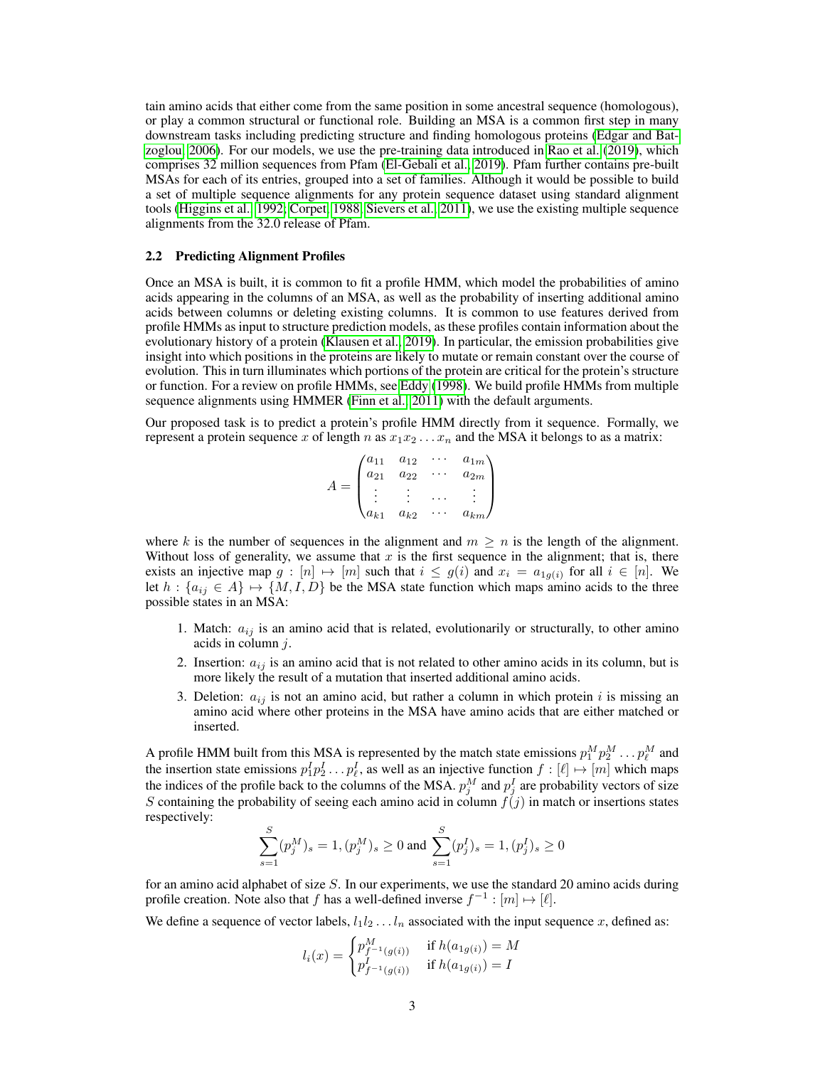tain amino acids that either come from the same position in some ancestral sequence (homologous), or play a common structural or functional role. Building an MSA is a common first step in many downstream tasks including predicting structure and finding homologous proteins (Edgar and Batzoglou, 2006). For our models, we use the pre-training data introduced in Rao et al. (2019), which comprises 32 million sequences from Pfam (El-Gebali et al., 2019). Pfam further contains pre-built MSAs for each of its entries, grouped into a set of families. Although it would be possible to build a set of multiple sequence alignments for any protein sequence dataset using standard alignment tools (Higgins et al., 1992; Corpet, 1988; Sievers et al., 2011), we use the existing multiple sequence alignments from the 32.0 release of Pfam.

### 2.2 Predicting Alignment Profiles

Once an MSA is built, it is common to fit a profile HMM, which model the probabilities of amino acids appearing in the columns of an MSA, as well as the probability of inserting additional amino acids between columns or deleting existing columns. It is common to use features derived from profile HMMs as input to structure prediction models, as these profiles contain information about the evolutionary history of a protein (Klausen et al., 2019). In particular, the emission probabilities give insight into which positions in the proteins are likely to mutate or remain constant over the course of evolution. This in turn illuminates which portions of the protein are critical for the protein's structure or function. For a review on profile HMMs, see Eddy (1998). We build profile HMMs from multiple sequence alignments using HMMER (Finn et al., 2011) with the default arguments.

Our proposed task is to predict a protein's profile HMM directly from it sequence. Formally, we represent a protein sequence $x$ of length $n$ as $x_1 x_2 \dots x_n$ and the MSA it belongs to as a matrix:

$$A = \begin{pmatrix} a_{11} & a_{12} & \cdots & a_{1m} \\ a_{21} & a_{22} & \cdots & a_{2m} \\ \vdots & \vdots & \dots & \vdots \\ a_{k1} & a_{k2} & \cdots & a_{km} \end{pmatrix}$$

where $k$ is the number of sequences in the alignment and $m \geq n$ is the length of the alignment. Without loss of generality, we assume that $x$ is the first sequence in the alignment; that is, there exists an injective map $g : [n] \mapsto [m]$ such that $i \leq g(i)$ and $x_i = a_{1g(i)}$ for all $i \in [n]$. We let $h : \{a_{ij} \in A\} \mapsto \{M, I, D\}$ be the MSA state function which maps amino acids to the three possible states in an MSA:

1. Match: $a_{ij}$ is an amino acid that is related, evolutionarily or structurally, to other amino acids in column $j$.
2. Insertion: $a_{ij}$ is an amino acid that is not related to other amino acids in its column, but is more likely the result of a mutation that inserted additional amino acids.
3. Deletion: $a_{ij}$ is not an amino acid, but rather a column in which protein $i$ is missing an amino acid where other proteins in the MSA have amino acids that are either matched or inserted.

A profile HMM built from this MSA is represented by the match state emissions $p_1^M p_2^M \dots p_\ell^M$ and the insertion state emissions $p_1^I p_2^I \dots p_\ell^I$, as well as an injective function $f : [\ell] \mapsto [m]$ which maps the indices of the profile back to the columns of the MSA. $p_j^M$ and $p_j^I$ are probability vectors of size $S$ containing the probability of seeing each amino acid in column $f(j)$ in match or insertions states respectively:

$$\sum_{s=1}^{S} (p_j^M)_s = 1, (p_j^M)_s \geq 0 \text{ and } \sum_{s=1}^{S} (p_j^I)_s = 1, (p_j^I)_s \geq 0$$

for an amino acid alphabet of size $S$. In our experiments, we use the standard 20 amino acids during profile creation. Note also that $f$ has a well-defined inverse $f^{-1} : [m] \mapsto [\ell]$.

We define a sequence of vector labels, $l_1 l_2 \dots l_n$ associated with the input sequence $x$, defined as:

$$l_i(x) = \begin{cases} p_{f^{-1}(g(i))}^M & \text{if } h(a_{1g(i)}) = M \\ p_{f^{-1}(g(i))}^I & \text{if } h(a_{1g(i)}) = I \end{cases}$$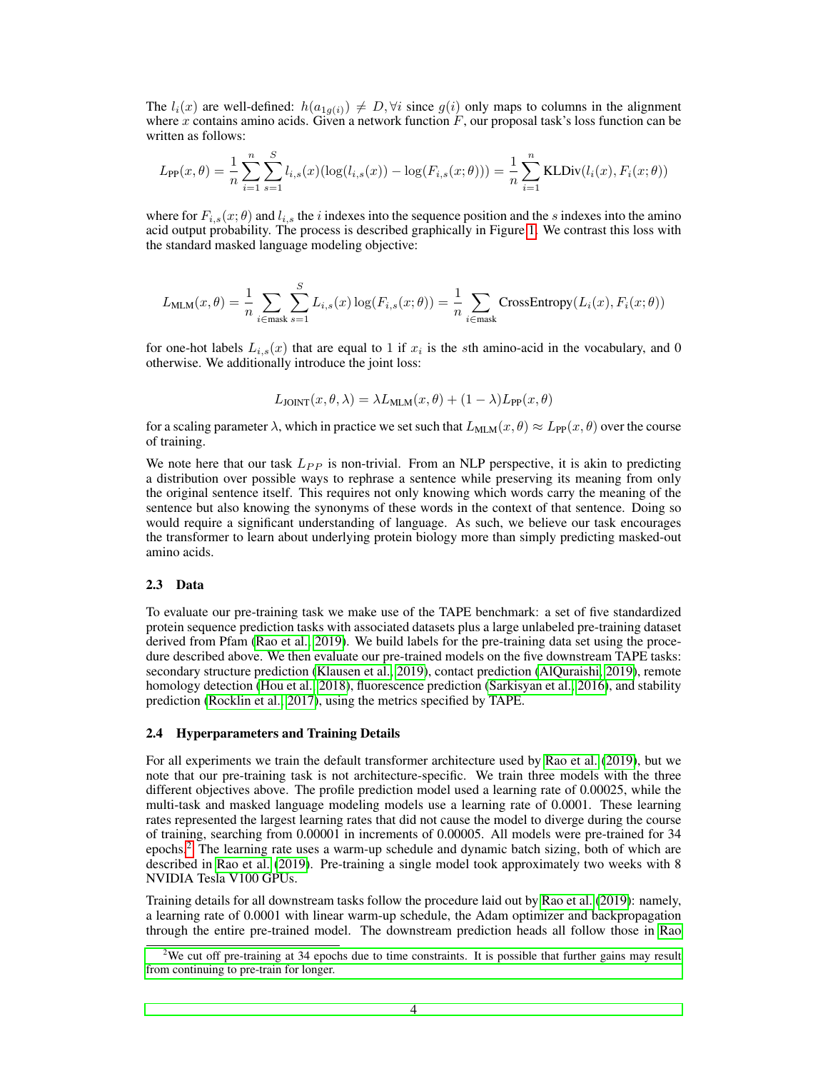The $l_i(x)$ are well-defined: $h(a_{1g(i)}) \neq D, \forall i$ since $g(i)$ only maps to columns in the alignment where $x$ contains amino acids. Given a network function $F$, our proposal task's loss function can be written as follows:

$$L_{\text{PP}}(x, \theta) = \frac{1}{n} \sum_{i=1}^{n} \sum_{s=1}^{S} l_{i,s}(x)(\log(l_{i,s}(x)) - \log(F_{i,s}(x; \theta))) = \frac{1}{n} \sum_{i=1}^{n} \text{KLDiv}(l_i(x), F_i(x; \theta))$$

where for $F_{i,s}(x;\theta)$ and $l_{i,s}$ the $i$ indexes into the sequence position and the $s$ indexes into the amino acid output probability. The process is described graphically in Figure 1. We contrast this loss with the standard masked language modeling objective:

$$L_{\text{MLM}}(x, \theta) = \frac{1}{n} \sum_{i \in \text{mask}} \sum_{s=1}^{S} L_{i,s}(x) \log(F_{i,s}(x; \theta)) = \frac{1}{n} \sum_{i \in \text{mask}} \text{CrossEntropy}(L_i(x), F_i(x; \theta))$$

for one-hot labels $L_{i,s}(x)$ that are equal to 1 if $x_i$ is the $s$th amino-acid in the vocabulary, and 0 otherwise. We additionally introduce the joint loss:

$$L_{\text{JOINT}}(x, \theta, \lambda) = \lambda L_{\text{MLM}}(x, \theta) + (1 - \lambda) L_{\text{PP}}(x, \theta)$$

for a scaling parameter $\lambda$, which in practice we set such that $L_{\text{MLM}}(x, \theta) \approx L_{\text{PP}}(x, \theta)$ over the course of training.

We note here that our task $L_{PP}$ is non-trivial. From an NLP perspective, it is akin to predicting a distribution over possible ways to rephrase a sentence while preserving its meaning from only the original sentence itself. This requires not only knowing which words carry the meaning of the sentence but also knowing the synonyms of these words in the context of that sentence. Doing so would require a significant understanding of language. As such, we believe our task encourages the transformer to learn about underlying protein biology more than simply predicting masked-out amino acids.

### 2.3 Data

To evaluate our pre-training task we make use of the TAPE benchmark: a set of five standardized protein sequence prediction tasks with associated datasets plus a large unlabeled pre-training dataset derived from Pfam (Rao et al., 2019). We build labels for the pre-training data set using the procedure described above. We then evaluate our pre-trained models on the five downstream TAPE tasks: secondary structure prediction (Klausen et al., 2019), contact prediction (AlQuraishi, 2019), remote homology detection (Hou et al., 2018), fluorescence prediction (Sarkisyan et al., 2016), and stability prediction (Rocklin et al., 2017), using the metrics specified by TAPE.

### 2.4 Hyperparameters and Training Details

For all experiments we train the default transformer architecture used by Rao et al. (2019), but we note that our pre-training task is not architecture-specific. We train three models with the three different objectives above. The profile prediction model used a learning rate of 0.00025, while the multi-task and masked language modeling models use a learning rate of 0.0001. These learning rates represented the largest learning rates that did not cause the model to diverge during the course of training, searching from 0.00001 in increments of 0.00005. All models were pre-trained for 34 epochs.[2] The learning rate uses a warm-up schedule and dynamic batch sizing, both of which are described in Rao et al. (2019). Pre-training a single model took approximately two weeks with 8 NVIDIA Tesla V100 GPUs.

Training details for all downstream tasks follow the procedure laid out by Rao et al. (2019): namely, a learning rate of 0.0001 with linear warm-up schedule, the Adam optimizer and backpropagation through the entire pre-trained model. The downstream prediction heads all follow those in Rao

[2] We cut off pre-training at 34 epochs due to time constraints. It is possible that further gains may result from continuing to pre-train for longer.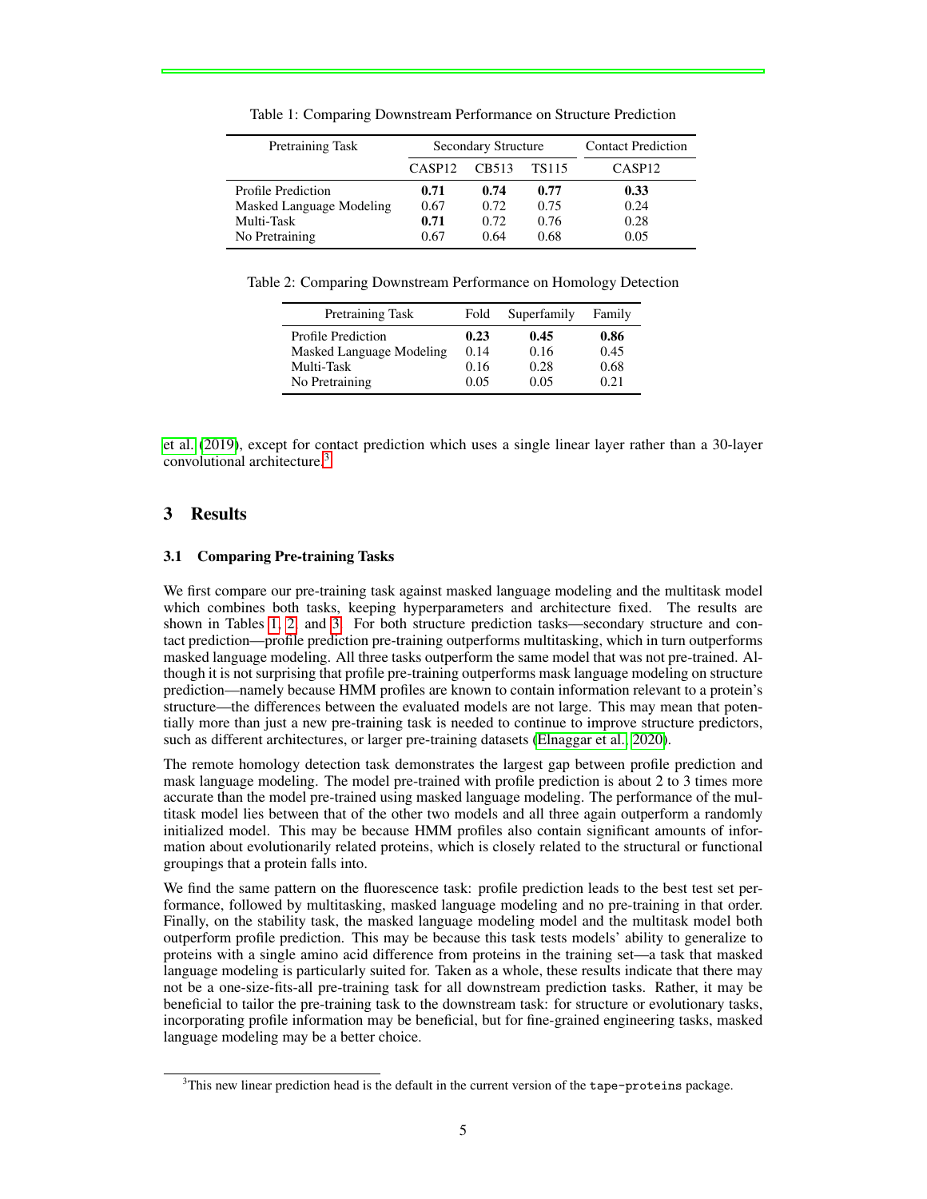Table 1: Comparing Downstream Performance on Structure Prediction

| Pretraining Task | Secondary Structure | | | Contact Prediction |
|---|---|---|---|---|
| | CASP12 | CB513 | TS115 | CASP12 |
| Profile Prediction | **0.71** | **0.74** | **0.77** | **0.33** |
| Masked Language Modeling | 0.67 | 0.72 | 0.75 | 0.24 |
| Multi-Task | **0.71** | 0.72 | 0.76 | 0.28 |
| No Pretraining | 0.67 | 0.64 | 0.68 | 0.05 |

Table 2: Comparing Downstream Performance on Homology Detection

| Pretraining Task | Fold | Superfamily | Family |
|---|---|---|---|
| Profile Prediction | **0.23** | **0.45** | **0.86** |
| Masked Language Modeling | 0.14 | 0.16 | 0.45 |
| Multi-Task | 0.16 | 0.28 | 0.68 |
| No Pretraining | 0.05 | 0.05 | 0.21 |

et al. (2019), except for contact prediction which uses a single linear layer rather than a 30-layer convolutional architecture.[3]

## 3 Results

### 3.1 Comparing Pre-training Tasks

We first compare our pre-training task against masked language modeling and the multitask model which combines both tasks, keeping hyperparameters and architecture fixed. The results are shown in Tables 1, 2, and 3. For both structure prediction tasks—secondary structure and contact prediction—profile prediction pre-training outperforms multitasking, which in turn outperforms masked language modeling. All three tasks outperform the same model that was not pre-trained. Although it is not surprising that profile pre-training outperforms mask language modeling on structure prediction—namely because HMM profiles are known to contain information relevant to a protein's structure—the differences between the evaluated models are not large. This may mean that potentially more than just a new pre-training task is needed to continue to improve structure predictors, such as different architectures, or larger pre-training datasets (Elnaggar et al., 2020).

The remote homology detection task demonstrates the largest gap between profile prediction and mask language modeling. The model pre-trained with profile prediction is about 2 to 3 times more accurate than the model pre-trained using masked language modeling. The performance of the multitask model lies between that of the other two models and all three again outperform a randomly initialized model. This may be because HMM profiles also contain significant amounts of information about evolutionarily related proteins, which is closely related to the structural or functional groupings that a protein falls into.

We find the same pattern on the fluorescence task: profile prediction leads to the best test set performance, followed by multitasking, masked language modeling and no pre-training in that order. Finally, on the stability task, the masked language modeling model and the multitask model both outperform profile prediction. This may be because this task tests models' ability to generalize to proteins with a single amino acid difference from proteins in the training set—a task that masked language modeling is particularly suited for. Taken as a whole, these results indicate that there may not be a one-size-fits-all pre-training task for all downstream prediction tasks. Rather, it may be beneficial to tailor the pre-training task to the downstream task: for structure or evolutionary tasks, incorporating profile information may be beneficial, but for fine-grained engineering tasks, masked language modeling may be a better choice.

[3] This new linear prediction head is the default in the current version of the `tape-proteins` package.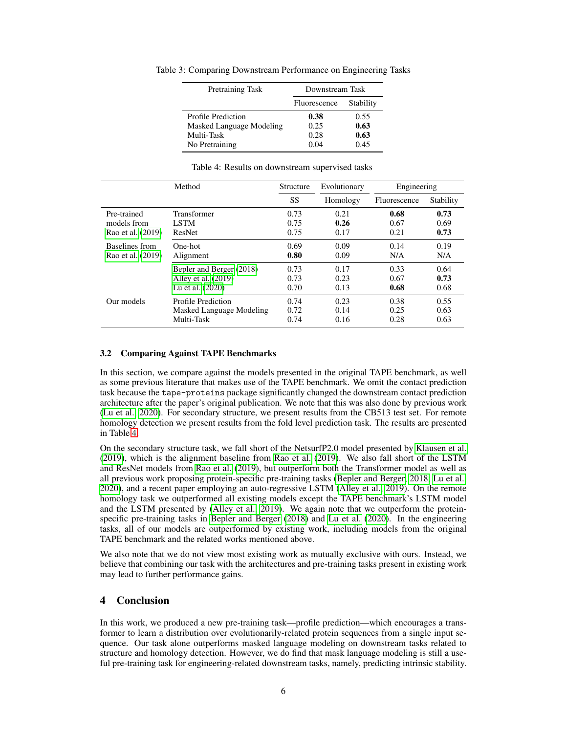Table 3: Comparing Downstream Performance on Engineering Tasks

| Pretraining Task | Downstream Task | |
|---|---|---|
| | Fluorescence | Stability |
| Profile Prediction | **0.38** | 0.55 |
| Masked Language Modeling | 0.25 | **0.63** |
| Multi-Task | 0.28 | **0.63** |
| No Pretraining | 0.04 | 0.45 |

Table 4: Results on downstream supervised tasks

| Method | | Structure | Evolutionary | Engineering | |
|---|---|---|---|---|---|
| | | SS | Homology | Fluorescence | Stability |
| Pre-trained models from Rao et al. (2019) | Transformer | 0.73 | 0.21 | **0.68** | **0.73** |
| | LSTM | 0.75 | **0.26** | 0.67 | 0.69 |
| | ResNet | 0.75 | 0.17 | 0.21 | **0.73** |
| Baselines from Rao et al. (2019) | One-hot | 0.69 | 0.09 | 0.14 | 0.19 |
| | Alignment | **0.80** | 0.09 | N/A | N/A |
| | Bepler and Berger (2018) | 0.73 | 0.17 | 0.33 | 0.64 |
| | Alley et al. (2019) | 0.73 | 0.23 | 0.67 | **0.73** |
| | Lu et al. (2020) | 0.70 | 0.13 | **0.68** | 0.68 |
| Our models | Profile Prediction | 0.74 | 0.23 | 0.38 | 0.55 |
| | Masked Language Modeling | 0.72 | 0.14 | 0.25 | 0.63 |
| | Multi-Task | 0.74 | 0.16 | 0.28 | 0.63 |

### 3.2 Comparing Against TAPE Benchmarks

In this section, we compare against the models presented in the original TAPE benchmark, as well as some previous literature that makes use of the TAPE benchmark. We omit the contact prediction task because the `tape-proteins` package significantly changed the downstream contact prediction architecture after the paper's original publication. We note that this was also done by previous work (Lu et al., 2020). For secondary structure, we present results from the CB513 test set. For remote homology detection we present results from the fold level prediction task. The results are presented in Table 4.

On the secondary structure task, we fall short of the NetsurfP2.0 model presented by Klausen et al. (2019), which is the alignment baseline from Rao et al. (2019). We also fall short of the LSTM and ResNet models from Rao et al. (2019), but outperform both the Transformer model as well as all previous work proposing protein-specific pre-training tasks (Bepler and Berger, 2018; Lu et al., 2020), and a recent paper employing an auto-regressive LSTM (Alley et al., 2019). On the remote homology task we outperformed all existing models except the TAPE benchmark's LSTM model and the LSTM presented by (Alley et al., 2019). We again note that we outperform the protein-specific pre-training tasks in Bepler and Berger (2018) and Lu et al. (2020). In the engineering tasks, all of our models are outperformed by existing work, including models from the original TAPE benchmark and the related works mentioned above.

We also note that we do not view most existing work as mutually exclusive with ours. Instead, we believe that combining our task with the architectures and pre-training tasks present in existing work may lead to further performance gains.

## 4 Conclusion

In this work, we produced a new pre-training task—profile prediction—which encourages a transformer to learn a distribution over evolutionarily-related protein sequences from a single input sequence. Our task alone outperforms masked language modeling on downstream tasks related to structure and homology detection. However, we do find that mask language modeling is still a useful pre-training task for engineering-related downstream tasks, namely, predicting intrinsic stability.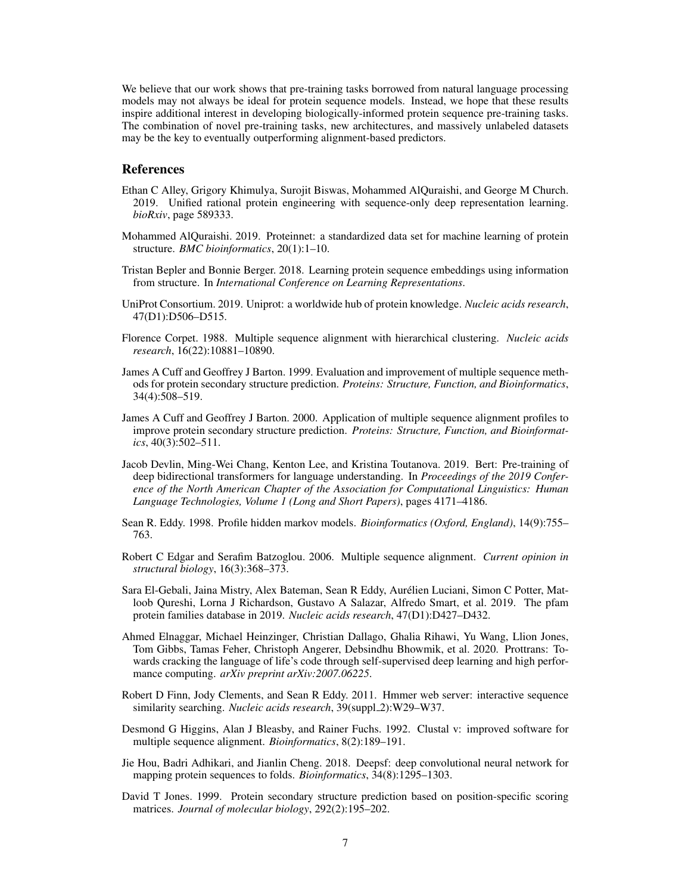We believe that our work shows that pre-training tasks borrowed from natural language processing models may not always be ideal for protein sequence models. Instead, we hope that these results inspire additional interest in developing biologically-informed protein sequence pre-training tasks. The combination of novel pre-training tasks, new architectures, and massively unlabeled datasets may be the key to eventually outperforming alignment-based predictors.

## References

Ethan C Alley, Grigory Khimulya, Surojit Biswas, Mohammed AlQuraishi, and George M Church. 2019. Unified rational protein engineering with sequence-only deep representation learning. *bioRxiv*, page 589333.

Mohammed AlQuraishi. 2019. Proteinnet: a standardized data set for machine learning of protein structure. *BMC bioinformatics*, 20(1):1–10.

Tristan Bepler and Bonnie Berger. 2018. Learning protein sequence embeddings using information from structure. In *International Conference on Learning Representations*.

UniProt Consortium. 2019. Uniprot: a worldwide hub of protein knowledge. *Nucleic acids research*, 47(D1):D506–D515.

Florence Corpet. 1988. Multiple sequence alignment with hierarchical clustering. *Nucleic acids research*, 16(22):10881–10890.

James A Cuff and Geoffrey J Barton. 1999. Evaluation and improvement of multiple sequence methods for protein secondary structure prediction. *Proteins: Structure, Function, and Bioinformatics*, 34(4):508–519.

James A Cuff and Geoffrey J Barton. 2000. Application of multiple sequence alignment profiles to improve protein secondary structure prediction. *Proteins: Structure, Function, and Bioinformatics*, 40(3):502–511.

Jacob Devlin, Ming-Wei Chang, Kenton Lee, and Kristina Toutanova. 2019. Bert: Pre-training of deep bidirectional transformers for language understanding. In *Proceedings of the 2019 Conference of the North American Chapter of the Association for Computational Linguistics: Human Language Technologies, Volume 1 (Long and Short Papers)*, pages 4171–4186.

Sean R. Eddy. 1998. Profile hidden markov models. *Bioinformatics (Oxford, England)*, 14(9):755–763.

Robert C Edgar and Serafim Batzoglou. 2006. Multiple sequence alignment. *Current opinion in structural biology*, 16(3):368–373.

Sara El-Gebali, Jaina Mistry, Alex Bateman, Sean R Eddy, Aurélien Luciani, Simon C Potter, Matloob Qureshi, Lorna J Richardson, Gustavo A Salazar, Alfredo Smart, et al. 2019. The pfam protein families database in 2019. *Nucleic acids research*, 47(D1):D427–D432.

Ahmed Elnaggar, Michael Heinzinger, Christian Dallago, Ghalia Rihawi, Yu Wang, Llion Jones, Tom Gibbs, Tamas Feher, Christoph Angerer, Debsindhu Bhowmik, et al. 2020. Prottrans: Towards cracking the language of life's code through self-supervised deep learning and high performance computing. *arXiv preprint arXiv:2007.06225*.

Robert D Finn, Jody Clements, and Sean R Eddy. 2011. Hmmer web server: interactive sequence similarity searching. *Nucleic acids research*, 39(suppl_2):W29–W37.

Desmond G Higgins, Alan J Bleasby, and Rainer Fuchs. 1992. Clustal v: improved software for multiple sequence alignment. *Bioinformatics*, 8(2):189–191.

Jie Hou, Badri Adhikari, and Jianlin Cheng. 2018. Deepsf: deep convolutional neural network for mapping protein sequences to folds. *Bioinformatics*, 34(8):1295–1303.

David T Jones. 1999. Protein secondary structure prediction based on position-specific scoring matrices. *Journal of molecular biology*, 292(2):195–202.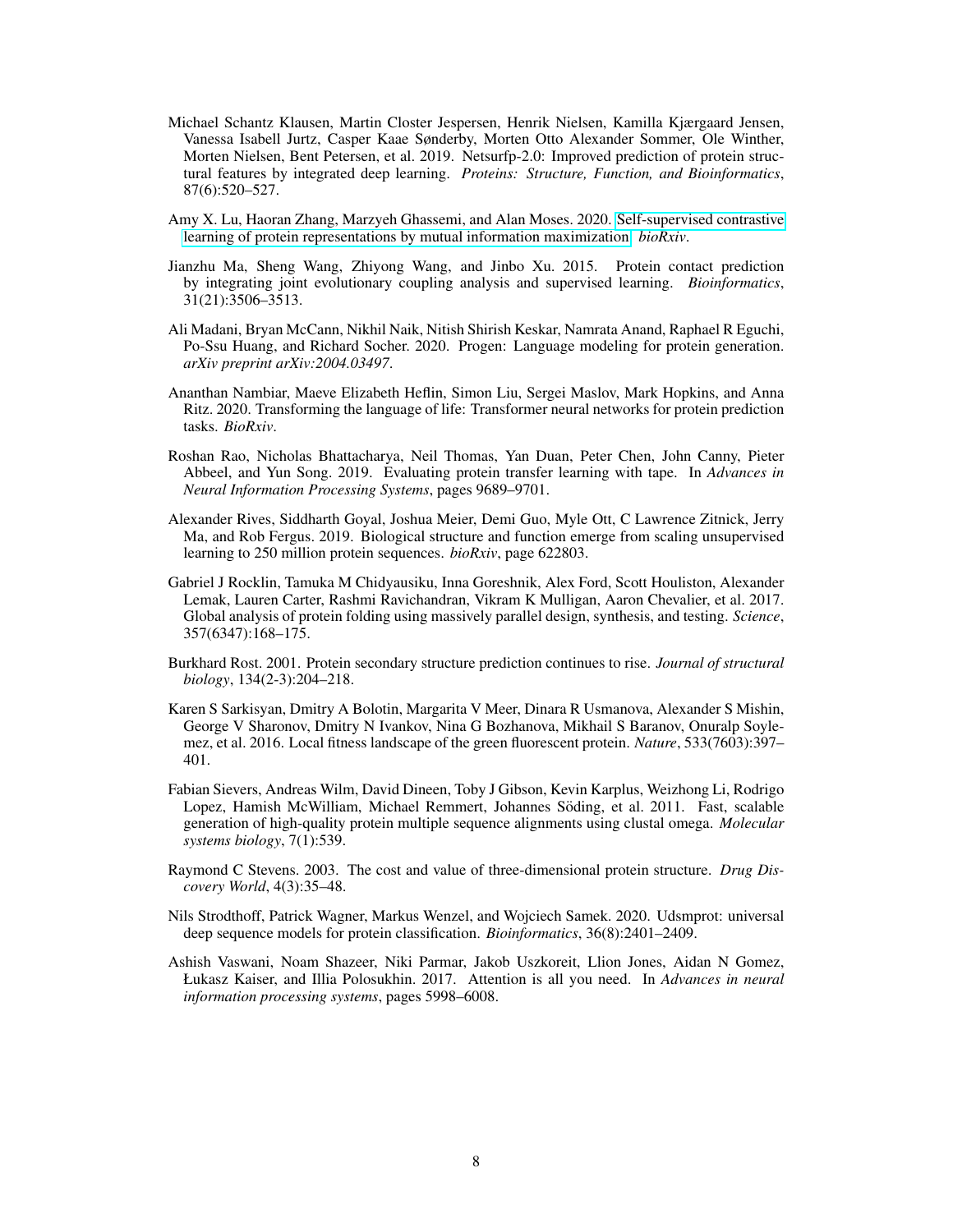Michael Schantz Klausen, Martin Closter Jespersen, Henrik Nielsen, Kamilla Kjærgaard Jensen, Vanessa Isabell Jurtz, Casper Kaae Sønderby, Morten Otto Alexander Sommer, Ole Winther, Morten Nielsen, Bent Petersen, et al. 2019. Netsurfp-2.0: Improved prediction of protein structural features by integrated deep learning. *Proteins: Structure, Function, and Bioinformatics*, 87(6):520–527.

Amy X. Lu, Haoran Zhang, Marzyeh Ghassemi, and Alan Moses. 2020. Self-supervised contrastive learning of protein representations by mutual information maximization. *bioRxiv*.

Jianzhu Ma, Sheng Wang, Zhiyong Wang, and Jinbo Xu. 2015. Protein contact prediction by integrating joint evolutionary coupling analysis and supervised learning. *Bioinformatics*, 31(21):3506–3513.

Ali Madani, Bryan McCann, Nikhil Naik, Nitish Shirish Keskar, Namrata Anand, Raphael R Eguchi, Po-Ssu Huang, and Richard Socher. 2020. Progen: Language modeling for protein generation. *arXiv preprint arXiv:2004.03497*.

Ananthan Nambiar, Maeve Elizabeth Heflin, Simon Liu, Sergei Maslov, Mark Hopkins, and Anna Ritz. 2020. Transforming the language of life: Transformer neural networks for protein prediction tasks. *BioRxiv*.

Roshan Rao, Nicholas Bhattacharya, Neil Thomas, Yan Duan, Peter Chen, John Canny, Pieter Abbeel, and Yun Song. 2019. Evaluating protein transfer learning with tape. In *Advances in Neural Information Processing Systems*, pages 9689–9701.

Alexander Rives, Siddharth Goyal, Joshua Meier, Demi Guo, Myle Ott, C Lawrence Zitnick, Jerry Ma, and Rob Fergus. 2019. Biological structure and function emerge from scaling unsupervised learning to 250 million protein sequences. *bioRxiv*, page 622803.

Gabriel J Rocklin, Tamuka M Chidyausiku, Inna Goreshnik, Alex Ford, Scott Houliston, Alexander Lemak, Lauren Carter, Rashmi Ravichandran, Vikram K Mulligan, Aaron Chevalier, et al. 2017. Global analysis of protein folding using massively parallel design, synthesis, and testing. *Science*, 357(6347):168–175.

Burkhard Rost. 2001. Protein secondary structure prediction continues to rise. *Journal of structural biology*, 134(2-3):204–218.

Karen S Sarkisyan, Dmitry A Bolotin, Margarita V Meer, Dinara R Usmanova, Alexander S Mishin, George V Sharonov, Dmitry N Ivankov, Nina G Bozhanova, Mikhail S Baranov, Onuralp Soylemez, et al. 2016. Local fitness landscape of the green fluorescent protein. *Nature*, 533(7603):397–401.

Fabian Sievers, Andreas Wilm, David Dineen, Toby J Gibson, Kevin Karplus, Weizhong Li, Rodrigo Lopez, Hamish McWilliam, Michael Remmert, Johannes Söding, et al. 2011. Fast, scalable generation of high-quality protein multiple sequence alignments using clustal omega. *Molecular systems biology*, 7(1):539.

Raymond C Stevens. 2003. The cost and value of three-dimensional protein structure. *Drug Discovery World*, 4(3):35–48.

Nils Strodthoff, Patrick Wagner, Markus Wenzel, and Wojciech Samek. 2020. Udsmprot: universal deep sequence models for protein classification. *Bioinformatics*, 36(8):2401–2409.

Ashish Vaswani, Noam Shazeer, Niki Parmar, Jakob Uszkoreit, Llion Jones, Aidan N Gomez, Łukasz Kaiser, and Illia Polosukhin. 2017. Attention is all you need. In *Advances in neural information processing systems*, pages 5998–6008.